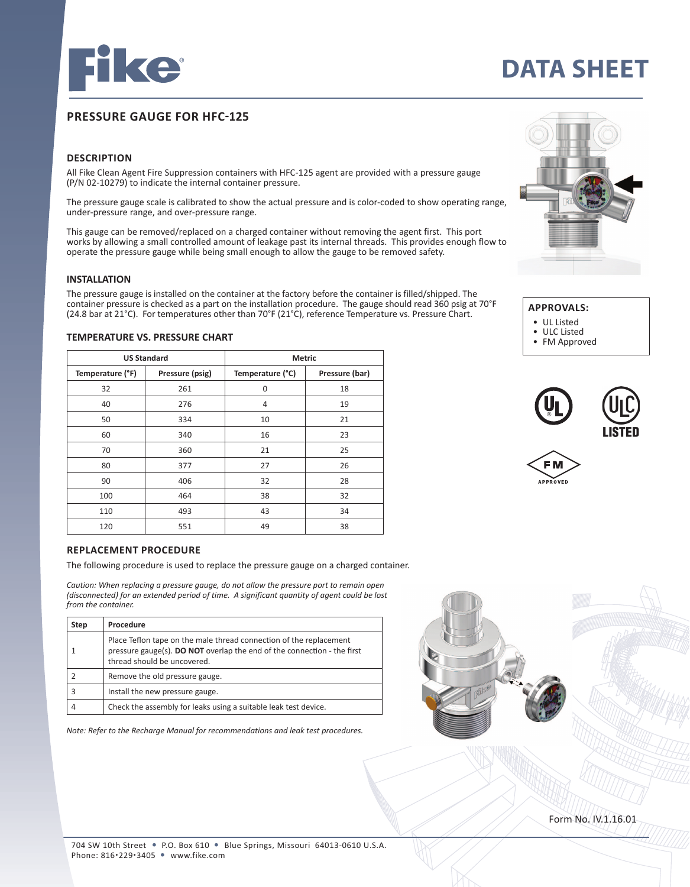# DATA SHEET

## PRESSURE GAUGE FOR HFC-125

### DESCRIPTION

All Fike Clean Agent Fire Suppression containers with HFC-125 agent are provided with a pressure gauge (P/N 02-10279) to indicate the internal container pressure.

The pressure gauge scale is calibrated to show the actual pressure and is color-coded to show operating range, under-pressure range, and over-pressure range.

This gauge can be removed/replaced on a charged container without removing the agent first. This port works by allowing a small controlled amount of leakage past its internal threads. This provides enough flow to operate the pressure gauge while being small enough to allow the gauge to be removed safety.

### INSTALLATION

The pressure gauge is installed on the container at the factory before the container is filled/shipped. The container pressure is checked as a part on the installation procedure. The gauge should read 360 psig at 70°F (24.8 bar at 21°C). For temperatures other than 70°F (21°C), reference Temperature vs. Pressure Chart.

### TEMPERATURE VS. PRESSURE CHART

| US Standard | | Metric | |
|---|---|---|---|
| Temperature (°F) | Pressure (psig) | Temperature (°C) | Pressure (bar) |
| 32 | 261 | 0 | 18 |
| 40 | 276 | 4 | 19 |
| 50 | 334 | 10 | 21 |
| 60 | 340 | 16 | 23 |
| 70 | 360 | 21 | 25 |
| 80 | 377 | 27 | 26 |
| 90 | 406 | 32 | 28 |
| 100 | 464 | 38 | 32 |
| 110 | 493 | 43 | 34 |
| 120 | 551 | 49 | 38 |

### APPROVALS:

- UL Listed
- ULC Listed
- FM Approved

### REPLACEMENT PROCEDURE

The following procedure is used to replace the pressure gauge on a charged container.

*Caution: When replacing a pressure gauge, do not allow the pressure port to remain open (disconnected) for an extended period of time. A significant quantity of agent could be lost from the container.*

| Step | Procedure |
|---|---|
| 1 | Place Teflon tape on the male thread connection of the replacement pressure gauge(s). **DO NOT** overlap the end of the connection - the first thread should be uncovered. |
| 2 | Remove the old pressure gauge. |
| 3 | Install the new pressure gauge. |
| 4 | Check the assembly for leaks using a suitable leak test device. |

*Note: Refer to the Recharge Manual for recommendations and leak test procedures.*

Form No. IV.1.16.01

704 SW 10th Street • P.O. Box 610 • Blue Springs, Missouri 64013-0610 U.S.A.
Phone: 816•229•3405 • www.fike.com